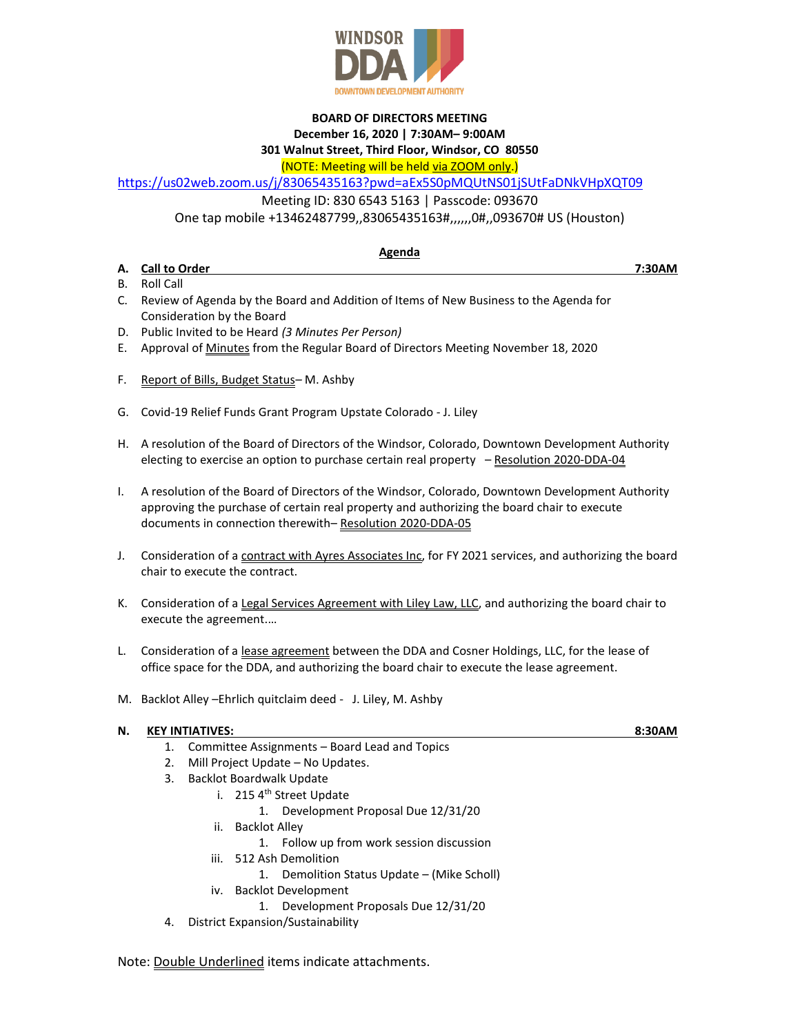WINDSOR DDA DOWNTOWN DEVELOPMENT AUTHORITY

**BOARD OF DIRECTORS MEETING**
**December 16, 2020 | 7:30AM– 9:00AM**
**301 Walnut Street, Third Floor, Windsor, CO 80550**
(NOTE: Meeting will be held via ZOOM only.)

https://us02web.zoom.us/j/83065435163?pwd=aEx5S0pMQUtNS01jSUtFaDNkVHpXQT09

Meeting ID: 830 6543 5163 | Passcode: 093670

One tap mobile +13462487799,,83065435163#,,,,,,0#,,093670# US (Houston)

## Agenda

A. **Call to Order** **7:30AM**

B. Roll Call

C. Review of Agenda by the Board and Addition of Items of New Business to the Agenda for Consideration by the Board

D. Public Invited to be Heard *(3 Minutes Per Person)*

E. Approval of Minutes from the Regular Board of Directors Meeting November 18, 2020

F. Report of Bills, Budget Status– M. Ashby

G. Covid-19 Relief Funds Grant Program Upstate Colorado - J. Liley

H. A resolution of the Board of Directors of the Windsor, Colorado, Downtown Development Authority electing to exercise an option to purchase certain real property – Resolution 2020-DDA-04

I. A resolution of the Board of Directors of the Windsor, Colorado, Downtown Development Authority approving the purchase of certain real property and authorizing the board chair to execute documents in connection therewith– Resolution 2020-DDA-05

J. Consideration of a contract with Ayres Associates Inc, for FY 2021 services, and authorizing the board chair to execute the contract.

K. Consideration of a Legal Services Agreement with Liley Law, LLC, and authorizing the board chair to execute the agreement.…

L. Consideration of a lease agreement between the DDA and Cosner Holdings, LLC, for the lease of office space for the DDA, and authorizing the board chair to execute the lease agreement.

M. Backlot Alley –Ehrlich quitclaim deed - J. Liley, M. Ashby

N. **KEY INTIATIVES:** **8:30AM**

1. Committee Assignments – Board Lead and Topics
2. Mill Project Update – No Updates.
3. Backlot Boardwalk Update
   - i. 215 4th Street Update
     1. Development Proposal Due 12/31/20
   - ii. Backlot Alley
     1. Follow up from work session discussion
   - iii. 512 Ash Demolition
     1. Demolition Status Update – (Mike Scholl)
   - iv. Backlot Development
     1. Development Proposals Due 12/31/20
4. District Expansion/Sustainability

Note: Double Underlined items indicate attachments.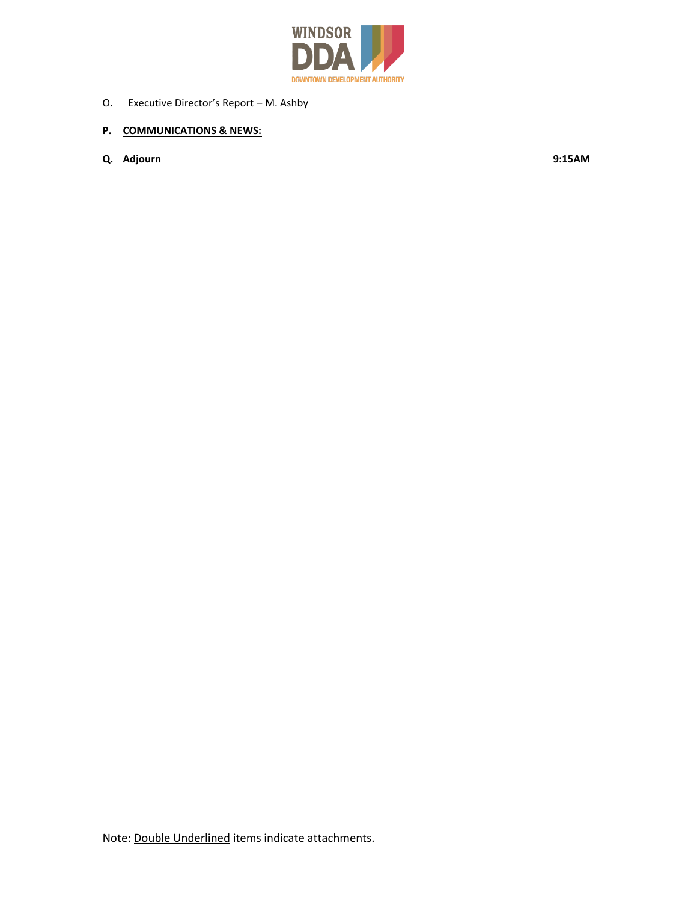O. Executive Director's Report – M. Ashby

**P. COMMUNICATIONS & NEWS:**

**Q. Adjourn** **9:15AM**

Note: Double Underlined items indicate attachments.